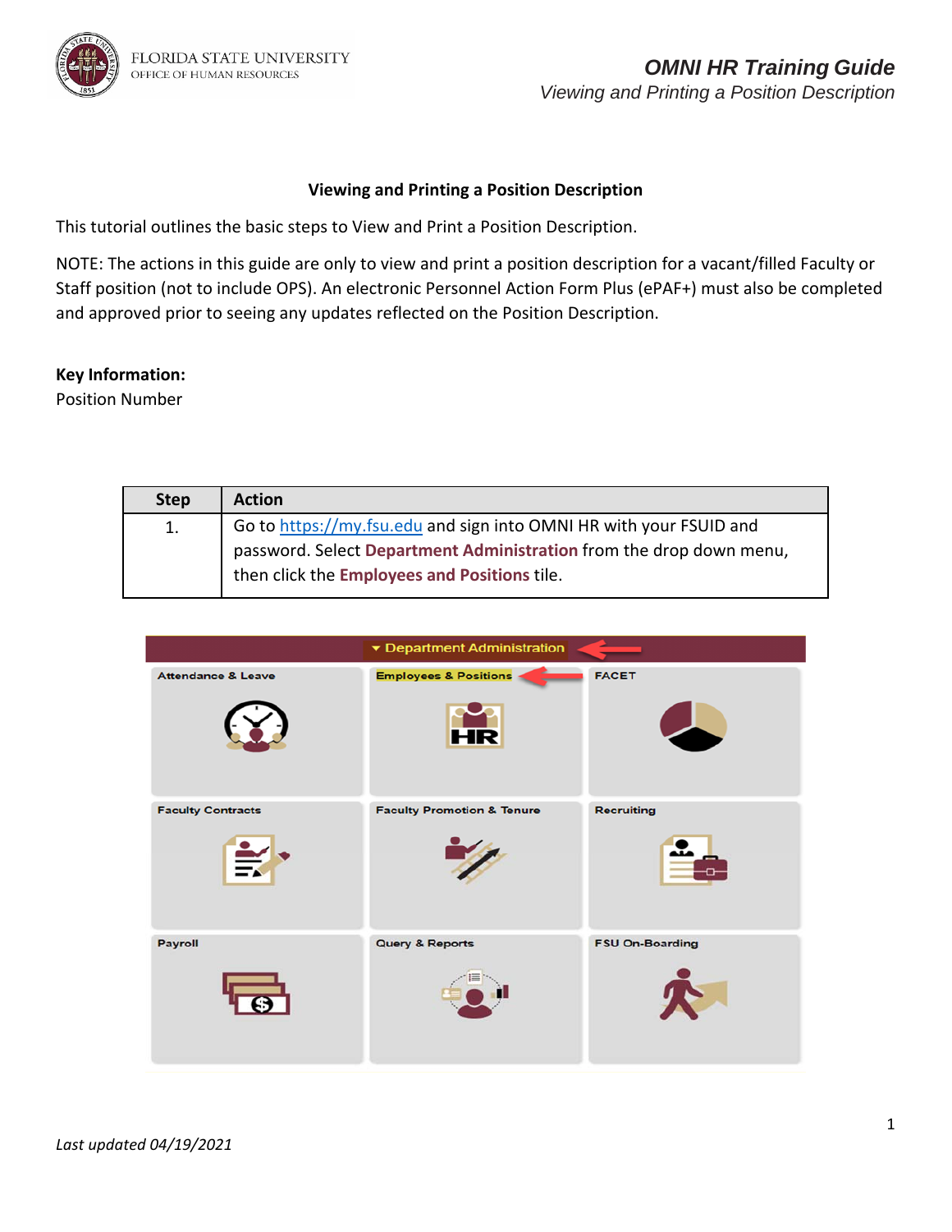# Viewing and Printing a Position Description

This tutorial outlines the basic steps to View and Print a Position Description.

NOTE: The actions in this guide are only to view and print a position description for a vacant/filled Faculty or Staff position (not to include OPS). An electronic Personnel Action Form Plus (ePAF+) must also be completed and approved prior to seeing any updates reflected on the Position Description.

**Key Information:**
Position Number

| Step | Action |
| --- | --- |
| 1. | Go to [https://my.fsu.edu](https://my.fsu.edu) and sign into OMNI HR with your FSUID and password. Select **Department Administration** from the drop down menu, then click the **Employees and Positions** tile. |

Last updated 04/19/2021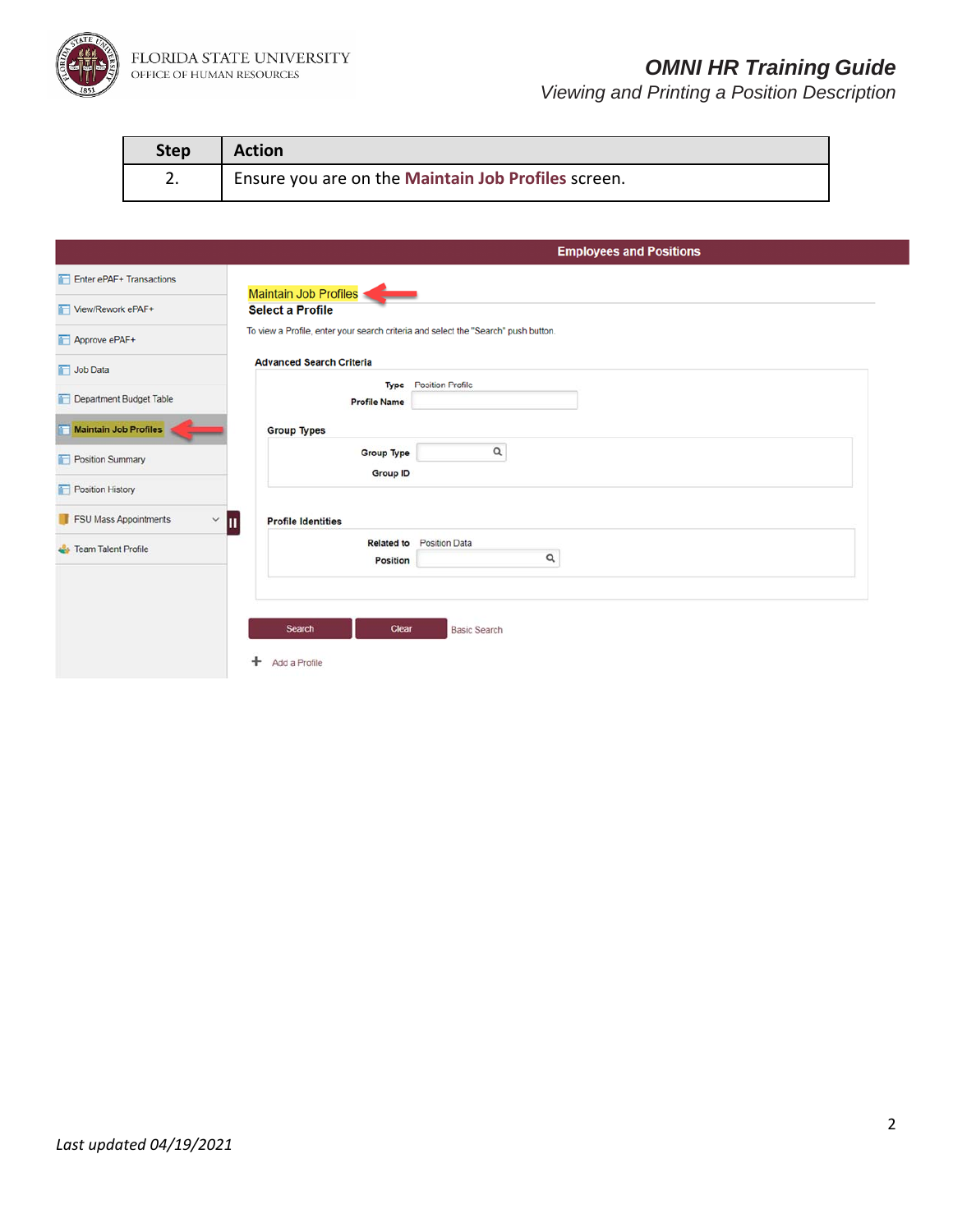| Step | Action |
|---|---|
| 2. | Ensure you are on the **Maintain Job Profiles** screen. |

Employees and Positions

- Enter ePAF+ Transactions
- View/Rework ePAF+
- Approve ePAF+
- Job Data
- Department Budget Table
- Maintain Job Profiles
- Position Summary
- Position History
- FSU Mass Appointments
- Team Talent Profile

Maintain Job Profiles

**Select a Profile**

To view a Profile, enter your search criteria and select the "Search" push button.

**Advanced Search Criteria**

Type: Position Profile

Profile Name

**Group Types**

Group Type

Group ID

**Profile Identities**

Related to: Position Data

Position

Search | Clear | Basic Search

+ Add a Profile

*Last updated 04/19/2021*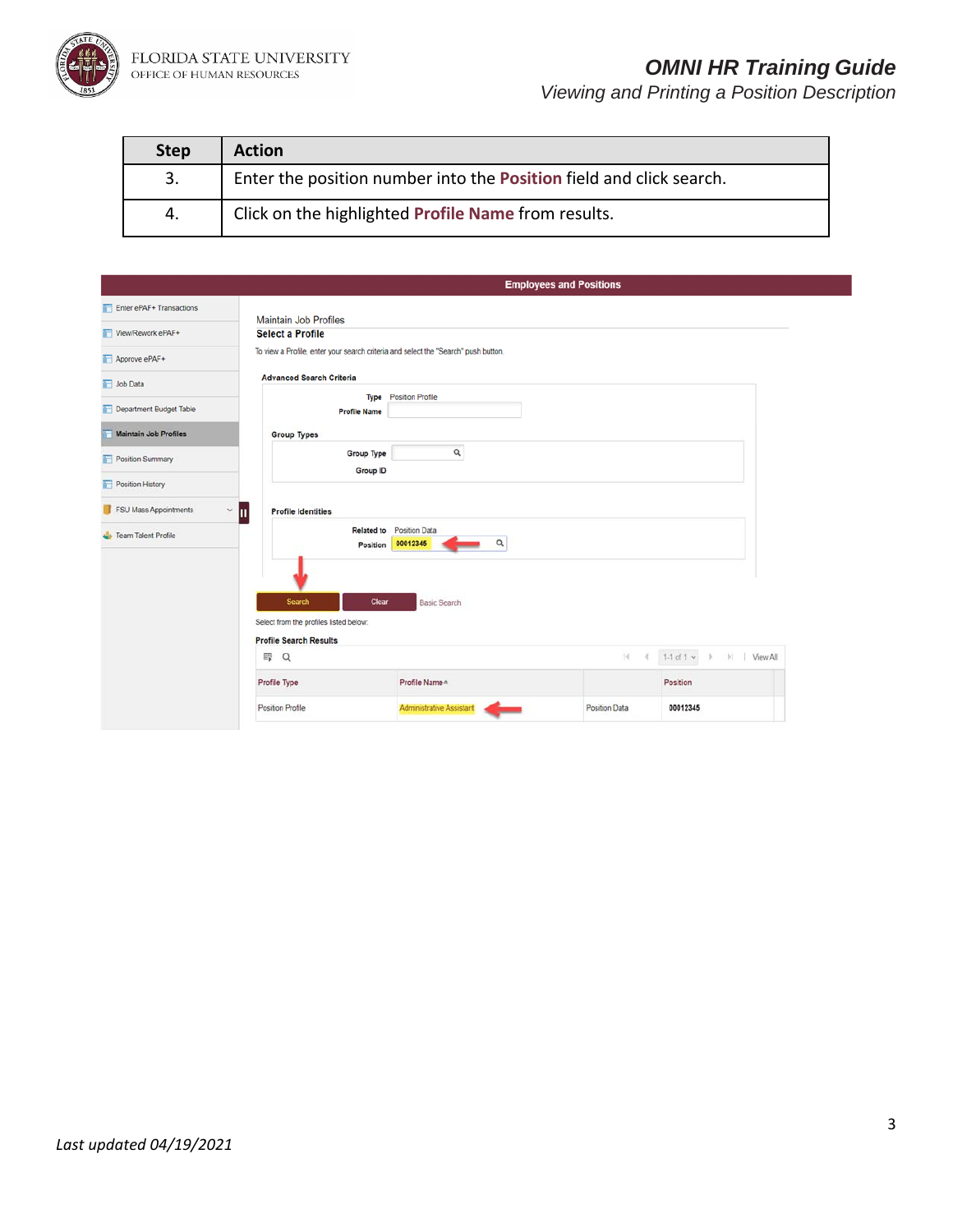| Step | Action |
| --- | --- |
| 3. | Enter the position number into the **Position** field and click search. |
| 4. | Click on the highlighted **Profile Name** from results. |

Employees and Positions

- Enter ePAF+ Transactions
- View/Rework ePAF+
- Approve ePAF+
- Job Data
- Department Budget Table
- Maintain Job Profiles
- Position Summary
- Position History
- FSU Mass Appointments
- Team Talent Profile

Maintain Job Profiles

**Select a Profile**

To view a Profile, enter your search criteria and select the "Search" push button.

**Advanced Search Criteria**

Type Position Profile

Profile Name

**Group Types**

Group Type

Group ID

**Profile Identities**

Related to Position Data

Position 00012345

Search | Clear | Basic Search

Select from the profiles listed below:

**Profile Search Results**

1-1 of 1 | View All

| Profile Type | Profile Name | | Position |
| --- | --- | --- | --- |
| Position Profile | Administrative Assistant | Position Data | 00012345 |

*Last updated 04/19/2021*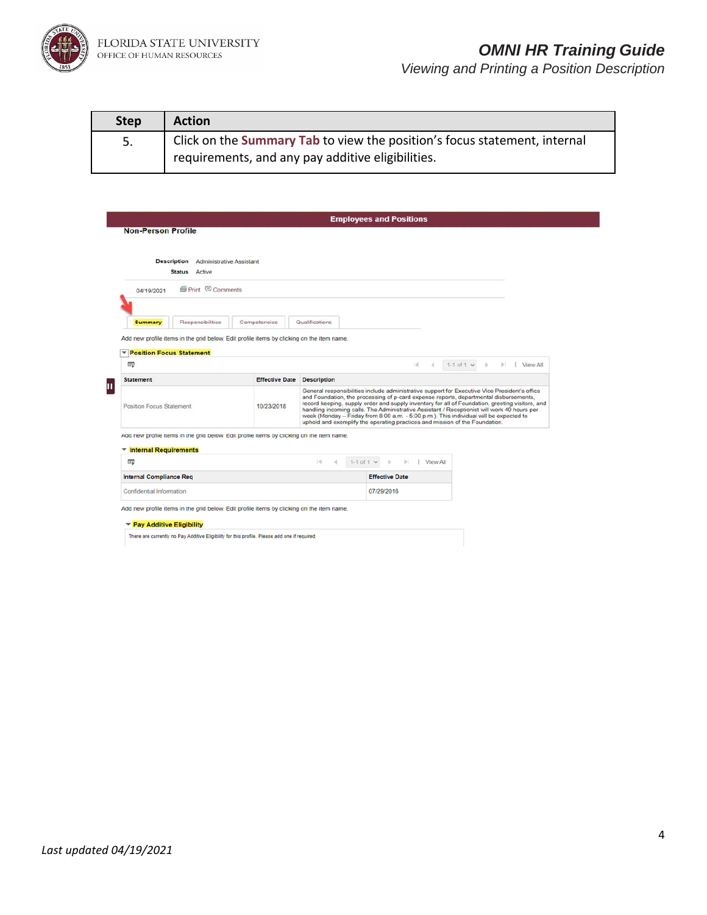| Step | Action |
|---|---|
| 5. | Click on the **Summary Tab** to view the position's focus statement, internal requirements, and any pay additive eligibilities. |

Employees and Positions

**Non-Person Profile**

**Description** Administrative Assistant
**Status** Active

04/19/2021 Print Comments

Summary | Responsibilities | Competencies | Qualifications

Add new profile items in the grid below. Edit profile items by clicking on the item name.

**Position Focus Statement**

| Statement | Effective Date | Description |
|---|---|---|
| Position Focus Statement | 10/23/2018 | General responsibilities include administrative support for Executive Vice President's office and Foundation, the processing of p-card expense reports, departmental disbursements, record keeping, supply order and supply inventory for all of Foundation, greeting visitors, and handling incoming calls. The Administrative Assistant / Receptionist will work 40 hours per week (Monday – Friday from 8:00 a.m. - 5:00 p.m.). This individual will be expected to uphold and exemplify the operating practices and mission of the Foundation. |

Add new profile items in the grid below. Edit profile items by clicking on the item name.

**Internal Requirements**

| Internal Compliance Req | Effective Date |
|---|---|
| Confidential Information | 07/29/2016 |

Add new profile items in the grid below. Edit profile items by clicking on the item name.

**Pay Additive Eligibility**

There are currently no Pay Additive Eligibility for this profile. Please add one if required.

*Last updated 04/19/2021*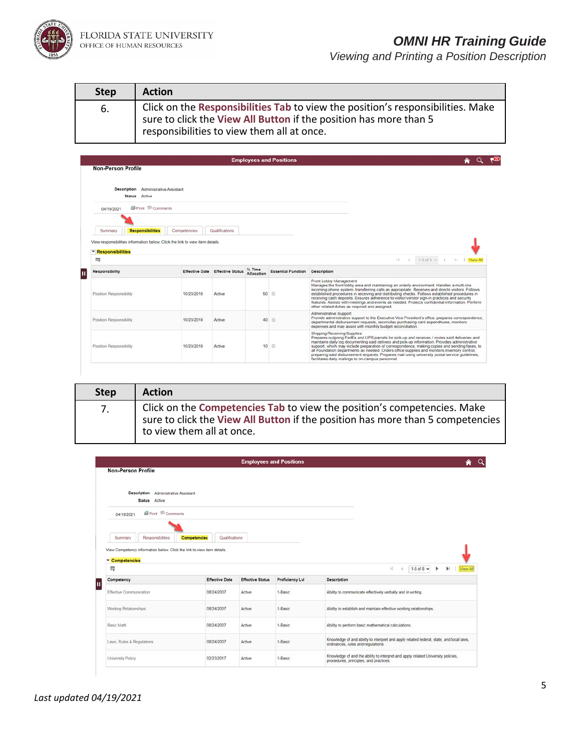| Step | Action |
|---|---|
| 6. | Click on the **Responsibilities Tab** to view the position's responsibilities. Make sure to click the **View All Button** if the position has more than 5 responsibilities to view them all at once. |

Employees and Positions

**Non-Person Profile**

Description Administrative Assistant
Status Active

04/19/2021 Print Comments

Summary | Responsibilities | Competencies | Qualifications

View responsibilities information below. Click the link to view item details.

**Responsibilities**

1-3 of 3 | View All

| Responsibility | Effective Date | Effective Status | % Time Allocation | Essential Function | Description |
|---|---|---|---|---|---|
| Position Responsibility | 10/23/2018 | Active | 50 | | Front Lobby Management Manages the front lobby area and maintaining an orderly environment. Handles a multi-line incoming phone system, transferring calls as appropriate. Receives and directs visitors. Follows established procedures in receiving and distributing checks. Follows established procedures in receiving cash deposits. Ensures adherence to visitor/vendor sign-in practices and security features. Assists with meetings and events as needed. Protects confidential information. Perform other related duties as required and assigned. |
| Position Responsibility | 10/23/2018 | Active | 40 | | Administrative Support Provide administrative support to the Executive Vice President's office, prepares correspondence, departmental disbursement requests, reconciles purchasing card expenditures, monitors expenses and may assist with monthly budget reconciliation. |
| Position Responsibility | 10/23/2018 | Active | 10 | | Shipping/Receiving/Supplies Prepares outgoing FedEx and UPS parcels for pick-up and receives / routes said deliveries and maintains daily log documenting said delivery and pick-up information. Provides administrative support, which may include preparation of correspondence, making copies and sending faxes, to all Foundation departments as needed. Orders office supplies and monitors inventory control, preparing said disbursement requests. Prepares mail using university postal service guidelines, facilitates daily mailings to on-campus personnel. |

| Step | Action |
|---|---|
| 7. | Click on the **Competencies Tab** to view the position's competencies. Make sure to click the **View All Button** if the position has more than 5 competencies to view them all at once. |

Employees and Positions

**Non-Person Profile**

Description Administrative Assistant
Status Active

04/19/2021 Print Comments

Summary | Responsibilities | Competencies | Qualifications

View Competency information below. Click the link to view item details.

**Competencies**

1-5 of 8 | View All

| Competency | Effective Date | Effective Status | Proficiency Lvl | Description |
|---|---|---|---|---|
| Effective Communication | 08/24/2007 | Active | 1-Basic | Ability to communicate effectively verbally and in writing. |
| Working Relationships | 08/24/2007 | Active | 1-Basic | Ability to establish and maintain effective working relationships. |
| Basic Math | 08/24/2007 | Active | 1-Basic | Ability to perform basic mathematical calculations. |
| Laws, Rules & Regulations | 08/24/2007 | Active | 1-Basic | Knowledge of and ability to interpret and apply related federal, state, and local laws, ordinances, rules and regulations. |
| University Policy | 02/23/2017 | Active | 1-Basic | Knowledge of and the ability to interpret and apply related University policies, procedures, principles, and practices. |

*Last updated 04/19/2021*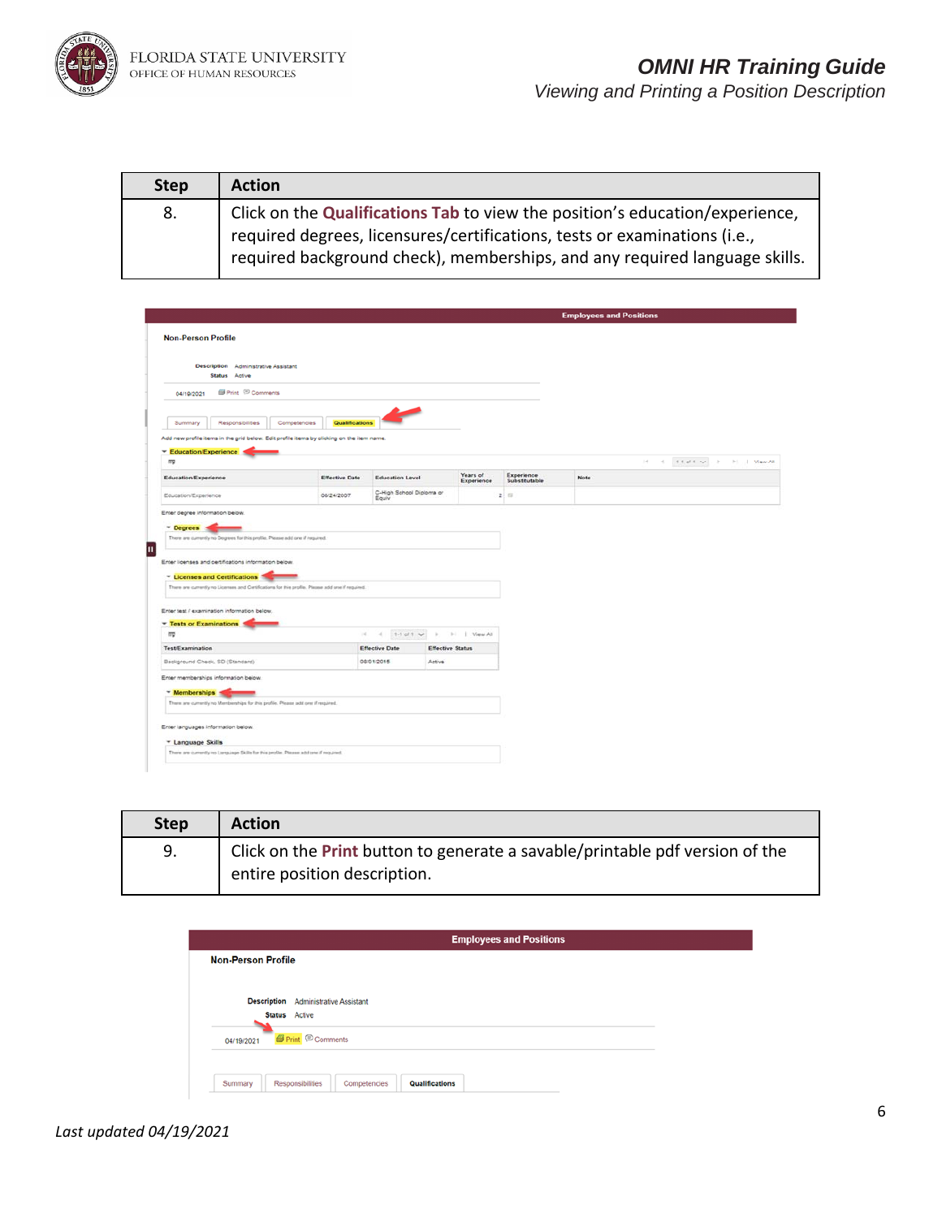| Step | Action |
|---|---|
| 8. | Click on the **Qualifications Tab** to view the position's education/experience, required degrees, licensures/certifications, tests or examinations (i.e., required background check), memberships, and any required language skills. |

| Step | Action |
|---|---|
| 9. | Click on the **Print** button to generate a savable/printable pdf version of the entire position description. |

*Last updated 04/19/2021*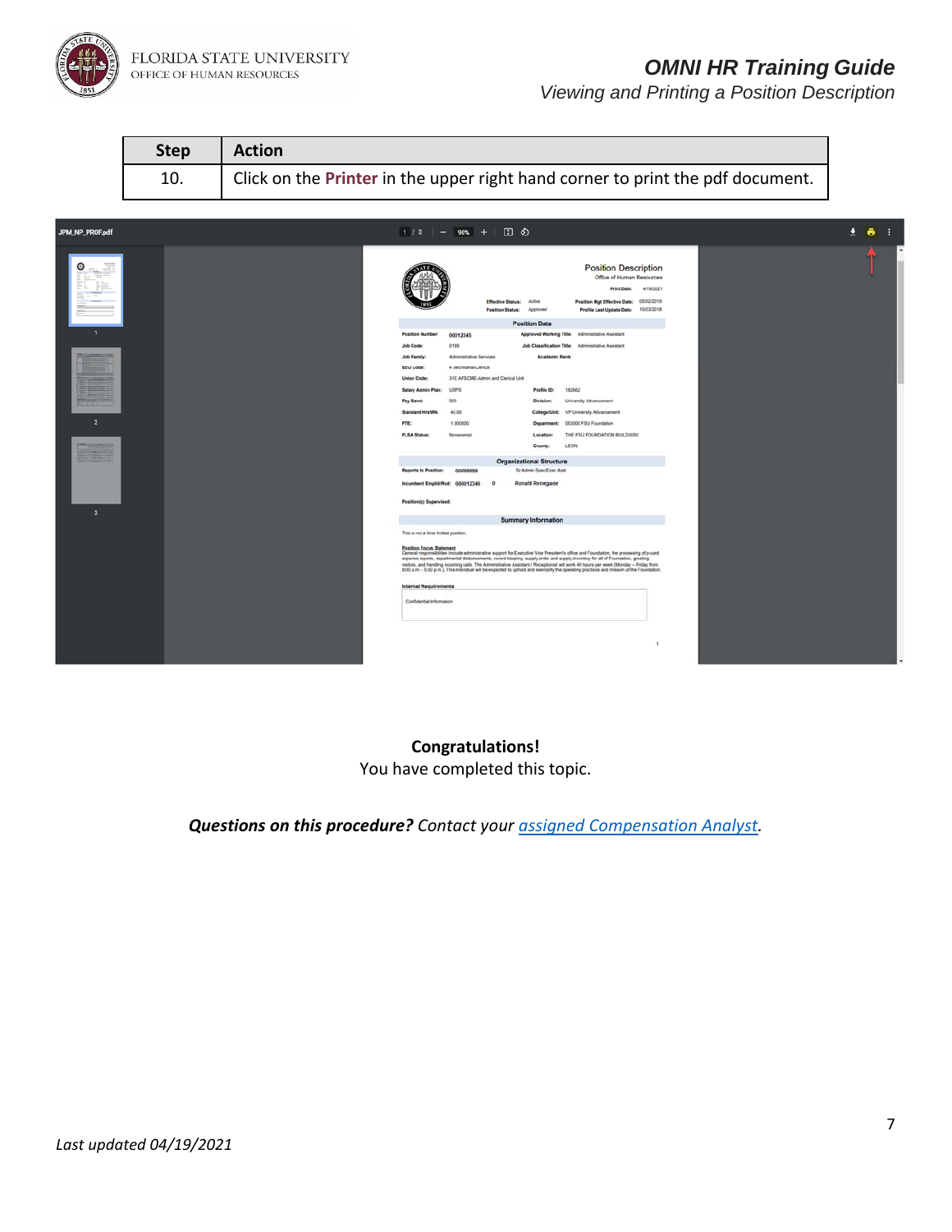| Step | Action |
| --- | --- |
| 10. | Click on the **Printer** in the upper right hand corner to print the pdf document. |

**Congratulations!**
You have completed this topic.

***Questions on this procedure?*** *Contact your [assigned Compensation Analyst](assigned Compensation Analyst).*

*Last updated 04/19/2021*